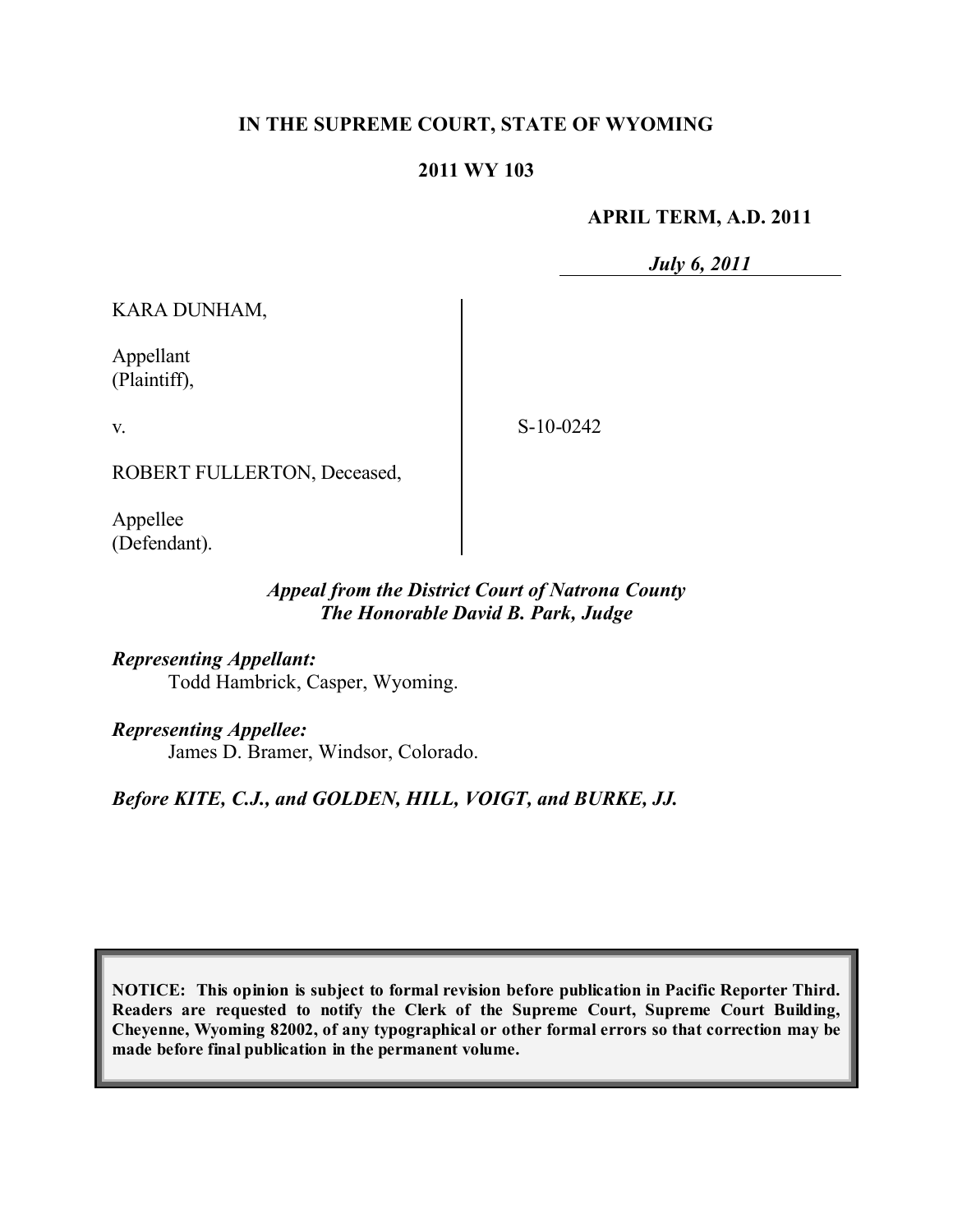**IN THE SUPREME COURT, STATE OF WYOMING**

**2011 WY 103**

**APRIL TERM, A.D. 2011**

***July 6, 2011***

KARA DUNHAM,

Appellant
(Plaintiff),

v.

ROBERT FULLERTON, Deceased,

Appellee
(Defendant).

S-10-0242

***Appeal from the District Court of Natrona County***
***The Honorable David B. Park, Judge***

***Representing Appellant:***
Todd Hambrick, Casper, Wyoming.

***Representing Appellee:***
James D. Bramer, Windsor, Colorado.

***Before KITE, C.J., and GOLDEN, HILL, VOIGT, and BURKE, JJ.***

**NOTICE: This opinion is subject to formal revision before publication in Pacific Reporter Third. Readers are requested to notify the Clerk of the Supreme Court, Supreme Court Building, Cheyenne, Wyoming 82002, of any typographical or other formal errors so that correction may be made before final publication in the permanent volume.**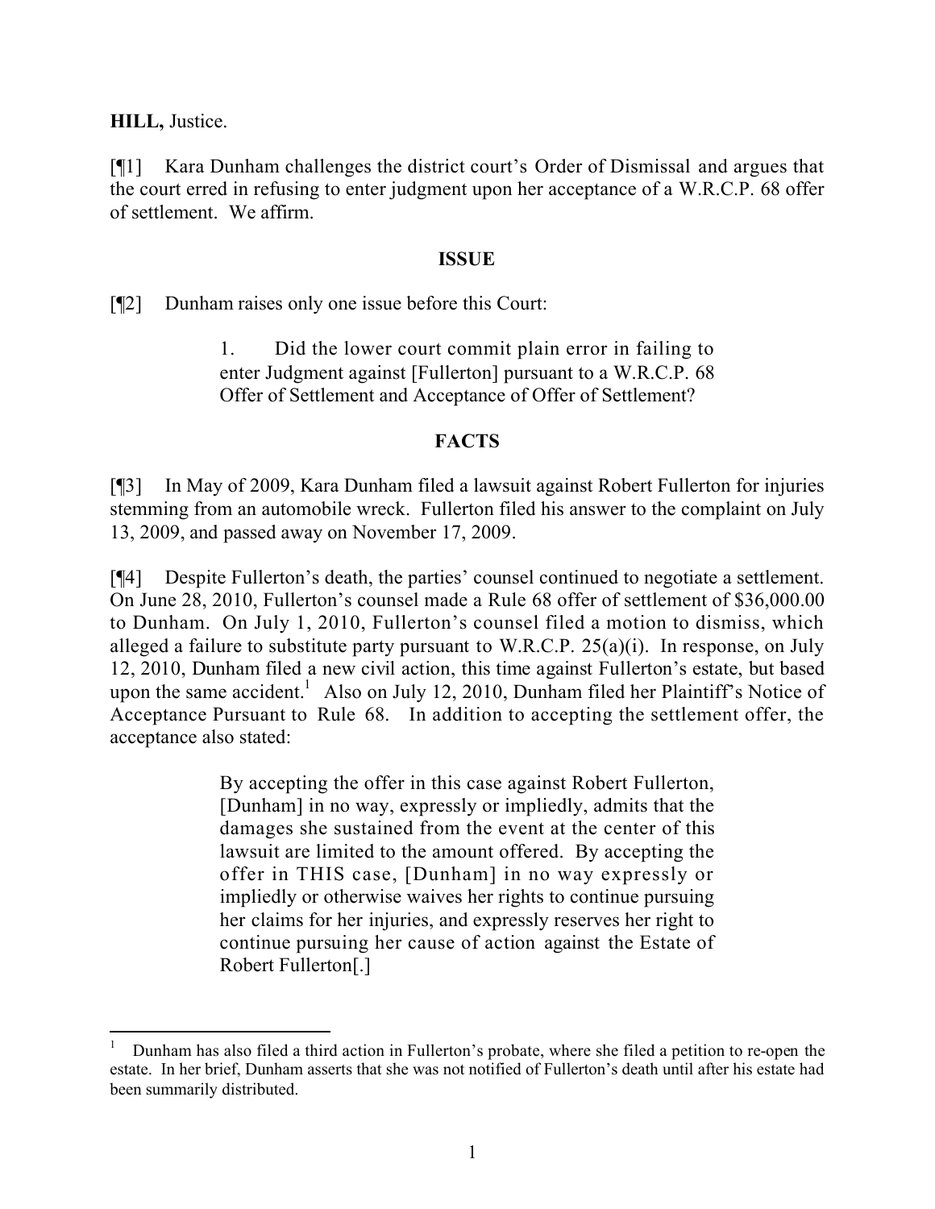**HILL,** Justice.

[¶1] Kara Dunham challenges the district court's Order of Dismissal and argues that the court erred in refusing to enter judgment upon her acceptance of a W.R.C.P. 68 offer of settlement. We affirm.

**ISSUE**

[¶2] Dunham raises only one issue before this Court:

> 1. Did the lower court commit plain error in failing to enter Judgment against [Fullerton] pursuant to a W.R.C.P. 68 Offer of Settlement and Acceptance of Offer of Settlement?

**FACTS**

[¶3] In May of 2009, Kara Dunham filed a lawsuit against Robert Fullerton for injuries stemming from an automobile wreck. Fullerton filed his answer to the complaint on July 13, 2009, and passed away on November 17, 2009.

[¶4] Despite Fullerton's death, the parties' counsel continued to negotiate a settlement. On June 28, 2010, Fullerton's counsel made a Rule 68 offer of settlement of $36,000.00 to Dunham. On July 1, 2010, Fullerton's counsel filed a motion to dismiss, which alleged a failure to substitute party pursuant to W.R.C.P. 25(a)(i). In response, on July 12, 2010, Dunham filed a new civil action, this time against Fullerton's estate, but based upon the same accident.[1] Also on July 12, 2010, Dunham filed her Plaintiff's Notice of Acceptance Pursuant to Rule 68. In addition to accepting the settlement offer, the acceptance also stated:

> By accepting the offer in this case against Robert Fullerton, [Dunham] in no way, expressly or impliedly, admits that the damages she sustained from the event at the center of this lawsuit are limited to the amount offered. By accepting the offer in THIS case, [Dunham] in no way expressly or impliedly or otherwise waives her rights to continue pursuing her claims for her injuries, and expressly reserves her right to continue pursuing her cause of action against the Estate of Robert Fullerton[.]

---

[1] Dunham has also filed a third action in Fullerton's probate, where she filed a petition to re-open the estate. In her brief, Dunham asserts that she was not notified of Fullerton's death until after his estate had been summarily distributed.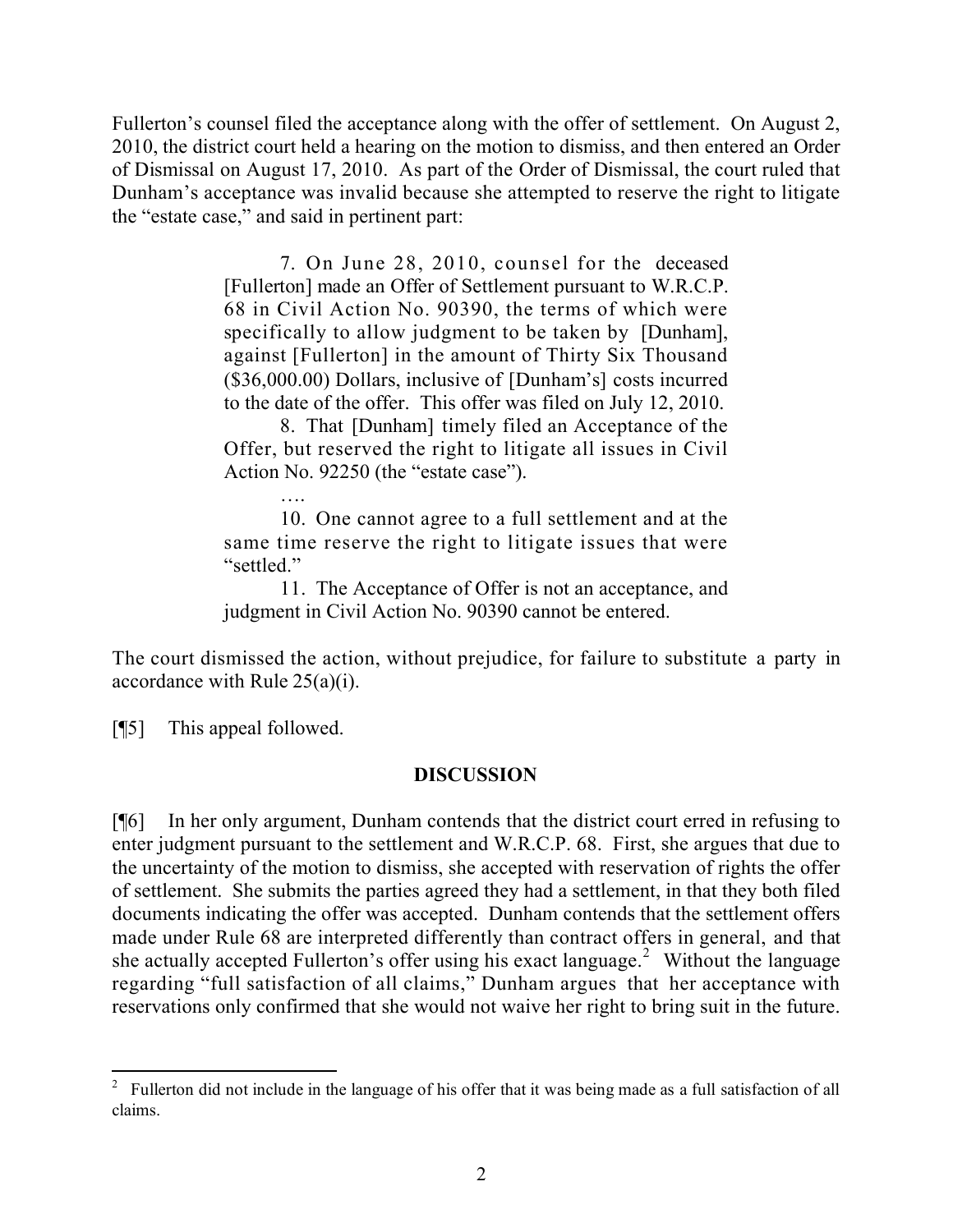Fullerton's counsel filed the acceptance along with the offer of settlement. On August 2, 2010, the district court held a hearing on the motion to dismiss, and then entered an Order of Dismissal on August 17, 2010. As part of the Order of Dismissal, the court ruled that Dunham's acceptance was invalid because she attempted to reserve the right to litigate the "estate case," and said in pertinent part:

> 7. On June 28, 2010, counsel for the deceased [Fullerton] made an Offer of Settlement pursuant to W.R.C.P. 68 in Civil Action No. 90390, the terms of which were specifically to allow judgment to be taken by [Dunham], against [Fullerton] in the amount of Thirty Six Thousand ($36,000.00) Dollars, inclusive of [Dunham's] costs incurred to the date of the offer. This offer was filed on July 12, 2010.
>
> 8. That [Dunham] timely filed an Acceptance of the Offer, but reserved the right to litigate all issues in Civil Action No. 92250 (the "estate case").
>
> ….
>
> 10. One cannot agree to a full settlement and at the same time reserve the right to litigate issues that were "settled."
>
> 11. The Acceptance of Offer is not an acceptance, and judgment in Civil Action No. 90390 cannot be entered.

The court dismissed the action, without prejudice, for failure to substitute a party in accordance with Rule 25(a)(i).

[¶5] This appeal followed.

## DISCUSSION

[¶6] In her only argument, Dunham contends that the district court erred in refusing to enter judgment pursuant to the settlement and W.R.C.P. 68. First, she argues that due to the uncertainty of the motion to dismiss, she accepted with reservation of rights the offer of settlement. She submits the parties agreed they had a settlement, in that they both filed documents indicating the offer was accepted. Dunham contends that the settlement offers made under Rule 68 are interpreted differently than contract offers in general, and that she actually accepted Fullerton's offer using his exact language.[2] Without the language regarding "full satisfaction of all claims," Dunham argues that her acceptance with reservations only confirmed that she would not waive her right to bring suit in the future.

[2] Fullerton did not include in the language of his offer that it was being made as a full satisfaction of all claims.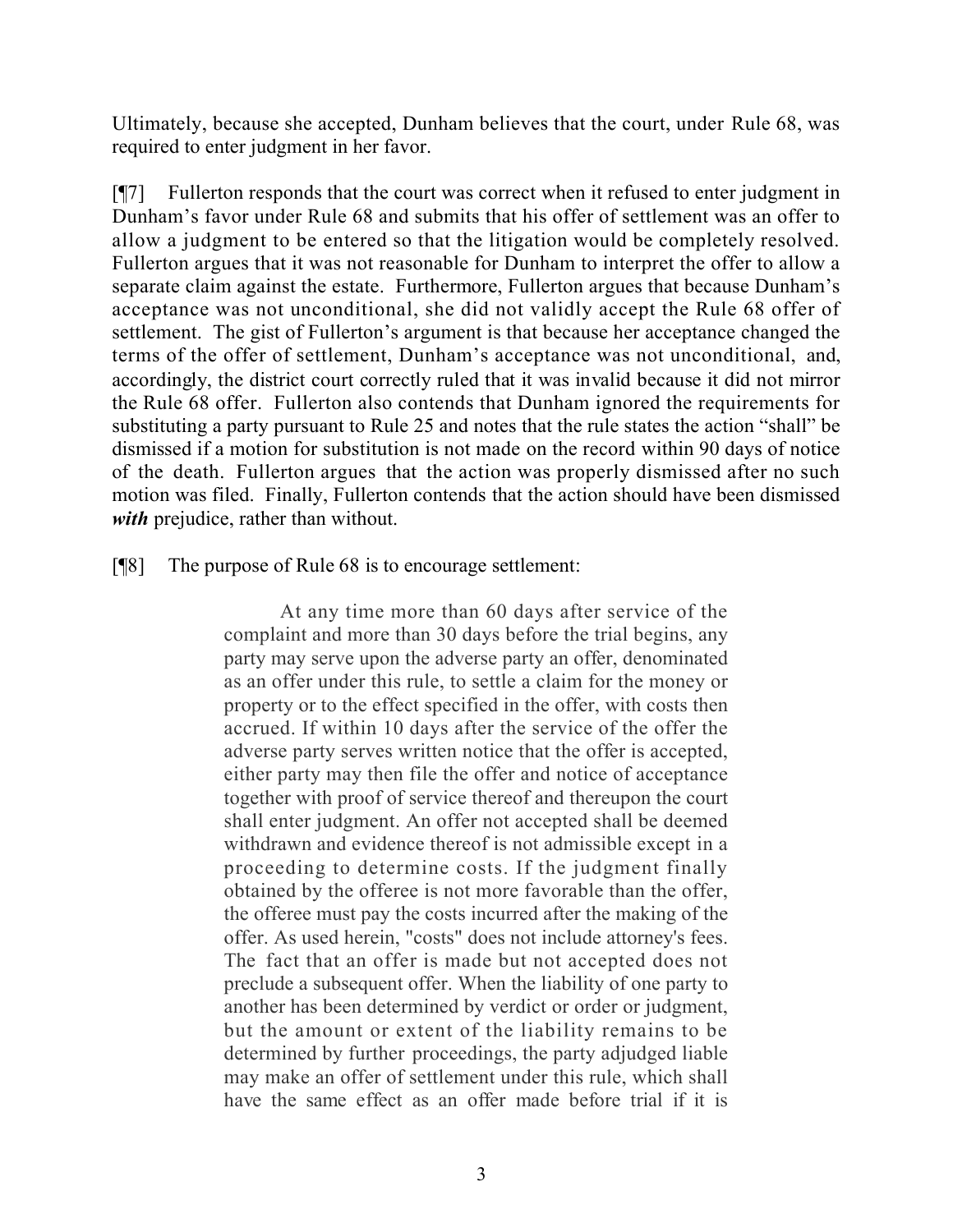Ultimately, because she accepted, Dunham believes that the court, under Rule 68, was required to enter judgment in her favor.

[¶7] Fullerton responds that the court was correct when it refused to enter judgment in Dunham's favor under Rule 68 and submits that his offer of settlement was an offer to allow a judgment to be entered so that the litigation would be completely resolved. Fullerton argues that it was not reasonable for Dunham to interpret the offer to allow a separate claim against the estate. Furthermore, Fullerton argues that because Dunham's acceptance was not unconditional, she did not validly accept the Rule 68 offer of settlement. The gist of Fullerton's argument is that because her acceptance changed the terms of the offer of settlement, Dunham's acceptance was not unconditional, and, accordingly, the district court correctly ruled that it was invalid because it did not mirror the Rule 68 offer. Fullerton also contends that Dunham ignored the requirements for substituting a party pursuant to Rule 25 and notes that the rule states the action "shall" be dismissed if a motion for substitution is not made on the record within 90 days of notice of the death. Fullerton argues that the action was properly dismissed after no such motion was filed. Finally, Fullerton contends that the action should have been dismissed ***with*** prejudice, rather than without.

[¶8] The purpose of Rule 68 is to encourage settlement:

> At any time more than 60 days after service of the complaint and more than 30 days before the trial begins, any party may serve upon the adverse party an offer, denominated as an offer under this rule, to settle a claim for the money or property or to the effect specified in the offer, with costs then accrued. If within 10 days after the service of the offer the adverse party serves written notice that the offer is accepted, either party may then file the offer and notice of acceptance together with proof of service thereof and thereupon the court shall enter judgment. An offer not accepted shall be deemed withdrawn and evidence thereof is not admissible except in a proceeding to determine costs. If the judgment finally obtained by the offeree is not more favorable than the offer, the offeree must pay the costs incurred after the making of the offer. As used herein, "costs" does not include attorney's fees. The fact that an offer is made but not accepted does not preclude a subsequent offer. When the liability of one party to another has been determined by verdict or order or judgment, but the amount or extent of the liability remains to be determined by further proceedings, the party adjudged liable may make an offer of settlement under this rule, which shall have the same effect as an offer made before trial if it is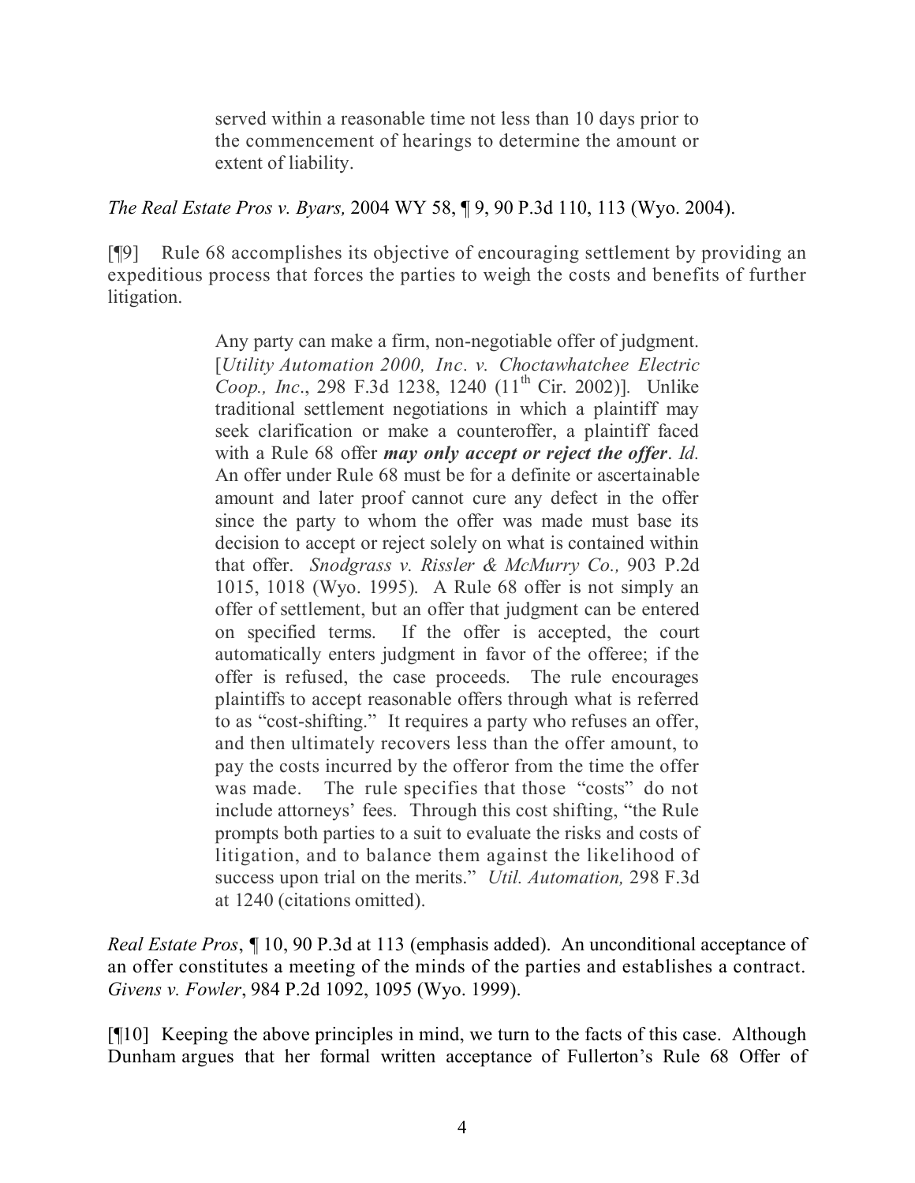> served within a reasonable time not less than 10 days prior to the commencement of hearings to determine the amount or extent of liability.

*The Real Estate Pros v. Byars,* 2004 WY 58, ¶ 9, 90 P.3d 110, 113 (Wyo. 2004).

[¶9] Rule 68 accomplishes its objective of encouraging settlement by providing an expeditious process that forces the parties to weigh the costs and benefits of further litigation.

> Any party can make a firm, non-negotiable offer of judgment. [*Utility Automation 2000, Inc. v. Choctawhatchee Electric Coop., Inc.*, 298 F.3d 1238, 1240 (11th Cir. 2002)]. Unlike traditional settlement negotiations in which a plaintiff may seek clarification or make a counteroffer, a plaintiff faced with a Rule 68 offer ***may only accept or reject the offer***. *Id.* An offer under Rule 68 must be for a definite or ascertainable amount and later proof cannot cure any defect in the offer since the party to whom the offer was made must base its decision to accept or reject solely on what is contained within that offer. *Snodgrass v. Rissler & McMurry Co.,* 903 P.2d 1015, 1018 (Wyo. 1995). A Rule 68 offer is not simply an offer of settlement, but an offer that judgment can be entered on specified terms. If the offer is accepted, the court automatically enters judgment in favor of the offeree; if the offer is refused, the case proceeds. The rule encourages plaintiffs to accept reasonable offers through what is referred to as "cost-shifting." It requires a party who refuses an offer, and then ultimately recovers less than the offer amount, to pay the costs incurred by the offeror from the time the offer was made. The rule specifies that those "costs" do not include attorneys' fees. Through this cost shifting, "the Rule prompts both parties to a suit to evaluate the risks and costs of litigation, and to balance them against the likelihood of success upon trial on the merits." *Util. Automation,* 298 F.3d at 1240 (citations omitted).

*Real Estate Pros*, ¶ 10, 90 P.3d at 113 (emphasis added). An unconditional acceptance of an offer constitutes a meeting of the minds of the parties and establishes a contract. *Givens v. Fowler*, 984 P.2d 1092, 1095 (Wyo. 1999).

[¶10] Keeping the above principles in mind, we turn to the facts of this case. Although Dunham argues that her formal written acceptance of Fullerton's Rule 68 Offer of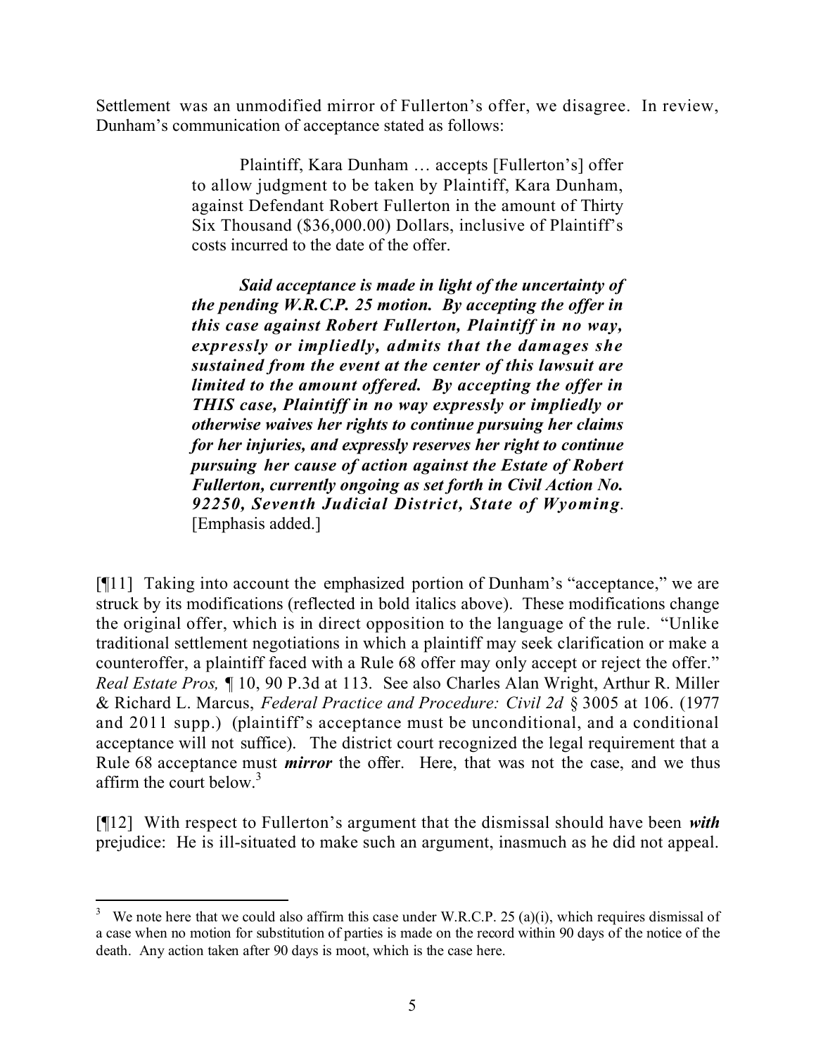Settlement was an unmodified mirror of Fullerton's offer, we disagree. In review, Dunham's communication of acceptance stated as follows:

> Plaintiff, Kara Dunham … accepts [Fullerton's] offer to allow judgment to be taken by Plaintiff, Kara Dunham, against Defendant Robert Fullerton in the amount of Thirty Six Thousand ($36,000.00) Dollars, inclusive of Plaintiff's costs incurred to the date of the offer.
>
> ***Said acceptance is made in light of the uncertainty of the pending W.R.C.P. 25 motion. By accepting the offer in this case against Robert Fullerton, Plaintiff in no way, expressly or impliedly, admits that the damages she sustained from the event at the center of this lawsuit are limited to the amount offered. By accepting the offer in THIS case, Plaintiff in no way expressly or impliedly or otherwise waives her rights to continue pursuing her claims for her injuries, and expressly reserves her right to continue pursuing her cause of action against the Estate of Robert Fullerton, currently ongoing as set forth in Civil Action No. 92250, Seventh Judicial District, State of Wyoming***. [Emphasis added.]

[¶11] Taking into account the emphasized portion of Dunham's "acceptance," we are struck by its modifications (reflected in bold italics above). These modifications change the original offer, which is in direct opposition to the language of the rule. "Unlike traditional settlement negotiations in which a plaintiff may seek clarification or make a counteroffer, a plaintiff faced with a Rule 68 offer may only accept or reject the offer." *Real Estate Pros,* ¶ 10, 90 P.3d at 113. See also Charles Alan Wright, Arthur R. Miller & Richard L. Marcus, *Federal Practice and Procedure: Civil 2d* § 3005 at 106. (1977 and 2011 supp.) (plaintiff's acceptance must be unconditional, and a conditional acceptance will not suffice). The district court recognized the legal requirement that a Rule 68 acceptance must ***mirror*** the offer. Here, that was not the case, and we thus affirm the court below.[3]

[¶12] With respect to Fullerton's argument that the dismissal should have been ***with*** prejudice: He is ill-situated to make such an argument, inasmuch as he did not appeal.

---

[3] We note here that we could also affirm this case under W.R.C.P. 25 (a)(i), which requires dismissal of a case when no motion for substitution of parties is made on the record within 90 days of the notice of the death. Any action taken after 90 days is moot, which is the case here.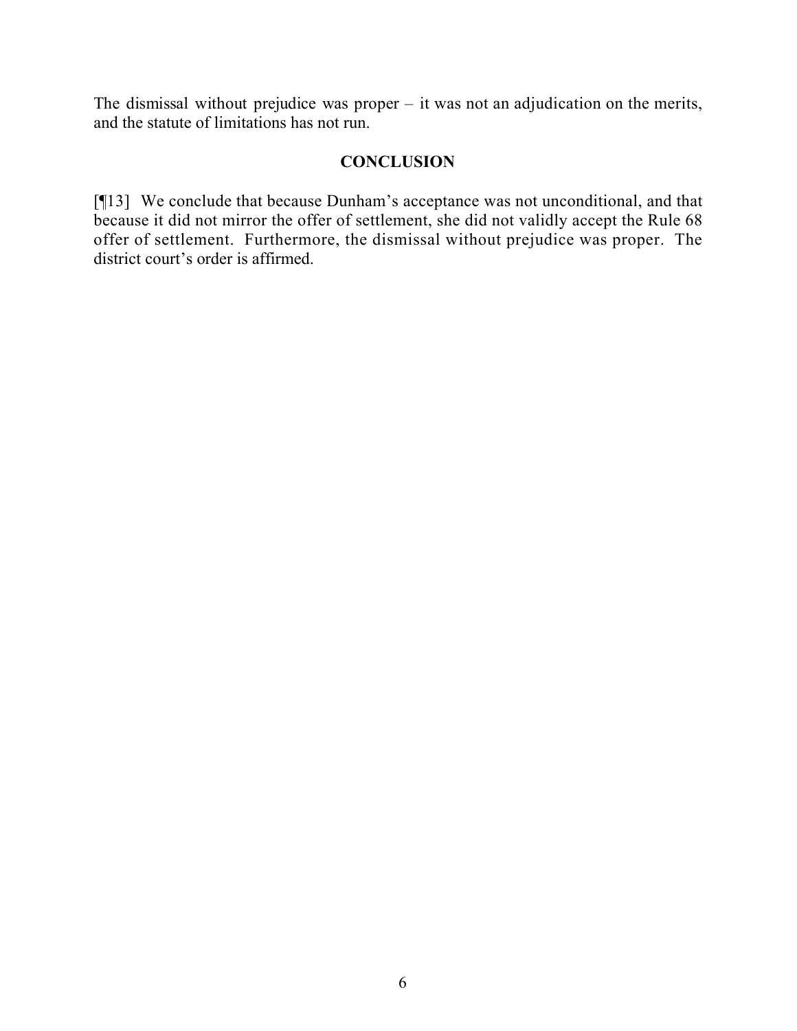The dismissal without prejudice was proper – it was not an adjudication on the merits, and the statute of limitations has not run.

## CONCLUSION

[¶13] We conclude that because Dunham's acceptance was not unconditional, and that because it did not mirror the offer of settlement, she did not validly accept the Rule 68 offer of settlement. Furthermore, the dismissal without prejudice was proper. The district court's order is affirmed.